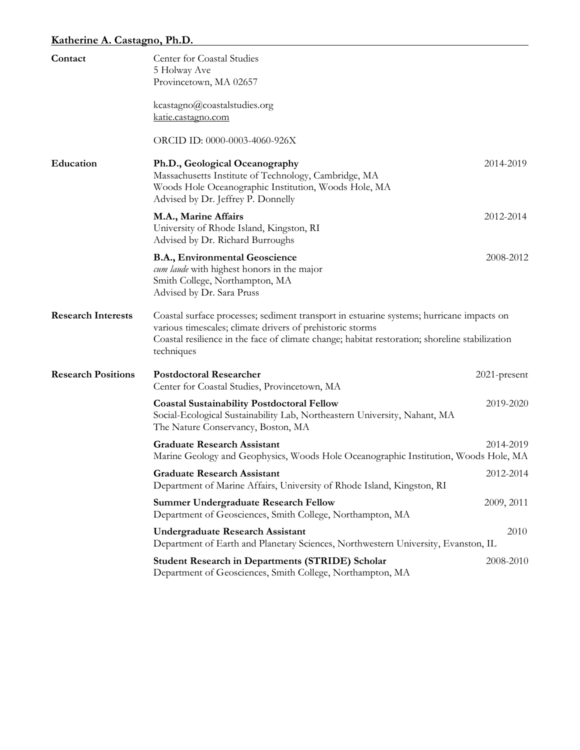# Katherine A. Castagno, Ph.D.

**Contact**

Center for Coastal Studies
5 Holway Ave
Provincetown, MA 02657

kcastagno@coastalstudies.org
katie.castagno.com

ORCID ID: 0000-0003-4060-926X

**Education**

**Ph.D., Geological Oceanography** — 2014-2019
Massachusetts Institute of Technology, Cambridge, MA
Woods Hole Oceanographic Institution, Woods Hole, MA
Advised by Dr. Jeffrey P. Donnelly

**M.A., Marine Affairs** — 2012-2014
University of Rhode Island, Kingston, RI
Advised by Dr. Richard Burroughs

**B.A., Environmental Geoscience** — 2008-2012
*cum laude* with highest honors in the major
Smith College, Northampton, MA
Advised by Dr. Sara Pruss

**Research Interests**

Coastal surface processes; sediment transport in estuarine systems; hurricane impacts on various timescales; climate drivers of prehistoric storms
Coastal resilience in the face of climate change; habitat restoration; shoreline stabilization techniques

**Research Positions**

**Postdoctoral Researcher** — 2021-present
Center for Coastal Studies, Provincetown, MA

**Coastal Sustainability Postdoctoral Fellow** — 2019-2020
Social-Ecological Sustainability Lab, Northeastern University, Nahant, MA
The Nature Conservancy, Boston, MA

**Graduate Research Assistant** — 2014-2019
Marine Geology and Geophysics, Woods Hole Oceanographic Institution, Woods Hole, MA

**Graduate Research Assistant** — 2012-2014
Department of Marine Affairs, University of Rhode Island, Kingston, RI

**Summer Undergraduate Research Fellow** — 2009, 2011
Department of Geosciences, Smith College, Northampton, MA

**Undergraduate Research Assistant** — 2010
Department of Earth and Planetary Sciences, Northwestern University, Evanston, IL

**Student Research in Departments (STRIDE) Scholar** — 2008-2010
Department of Geosciences, Smith College, Northampton, MA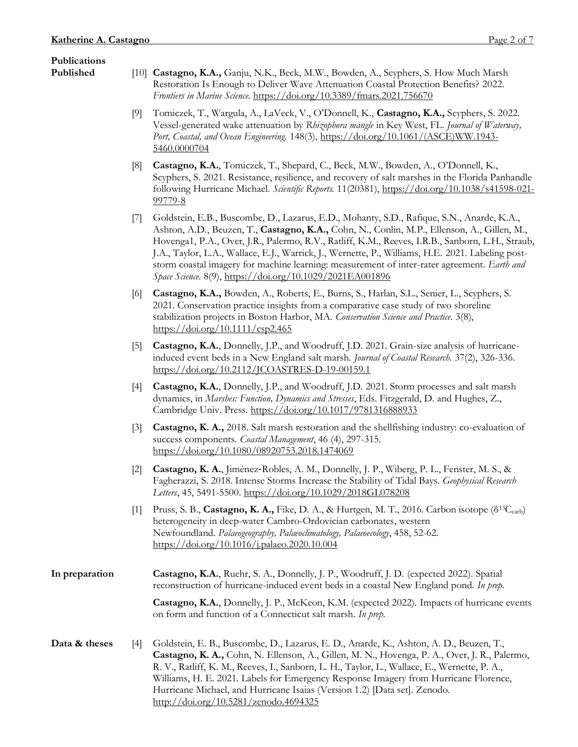## Publications

### Published

[10] **Castagno, K.A.,** Ganju, N.K., Beck, M.W., Bowden, A., Scyphers, S. How Much Marsh Restoration Is Enough to Deliver Wave Attenuation Coastal Protection Benefits? 2022. *Frontiers in Marine Science.* https://doi.org/10.3389/fmars.2021.756670

[9] Tomiczek, T., Wargula, A., LaVeck, V., O'Donnell, K., **Castagno, K.A.,** Scyphers, S. 2022. Vessel-generated wake attenuation by *Rhizophora mangle* in Key West, FL. *Journal of Waterway, Port, Coastal, and Ocean Engineering.* 148(3), https://doi.org/10.1061/(ASCE)WW.1943-5460.0000704

[8] **Castagno, K.A.**, Tomiczek, T., Shepard, C., Beck, M.W., Bowden, A., O'Donnell, K., Scyphers, S. 2021. Resistance, resilience, and recovery of salt marshes in the Florida Panhandle following Hurricane Michael. *Scientific Reports.* 11(20381), https://doi.org/10.1038/s41598-021-99779-8

[7] Goldstein, E.B., Buscombe, D., Lazarus, E.D., Mohanty, S.D., Rafique, S.N., Anarde, K.A., Ashton, A.D., Beuzen, T., **Castagno, K.A.,** Cohn, N., Conlin, M.P., Ellenson, A., Gillen, M., Hovenga1, P.A., Over, J.R., Palermo, R.V., Ratliff, K.M., Reeves, I.R.B., Sanborn, L.H., Straub, J.A., Taylor, L.A., Wallace, E.J., Warrick, J., Wernette, P., Williams, H.E. 2021. Labeling post-storm coastal imagery for machine learning: measurement of inter-rater agreement. *Earth and Space Science.* 8(9), https://doi.org/10.1029/2021EA001896

[6] **Castagno, K.A.,** Bowden, A., Roberts, E., Burns, S., Harlan, S.L., Senier, L., Scyphers, S. 2021. Conservation practice insights from a comparative case study of two shoreline stabilization projects in Boston Harbor, MA. *Conservation Science and Practice.* 3(8), https://doi.org/10.1111/csp2.465

[5] **Castagno, K.A.**, Donnelly, J.P., and Woodruff, J.D. 2021. Grain-size analysis of hurricane-induced event beds in a New England salt marsh. *Journal of Coastal Research.* 37(2), 326-336. https://doi.org/10.2112/JCOASTRES-D-19-00159.1

[4] **Castagno, K.A.**, Donnelly, J.P., and Woodruff, J.D. 2021. Storm processes and salt marsh dynamics, in *Marshes: Function, Dynamics and Stresses*, Eds. Fitzgerald, D. and Hughes, Z., Cambridge Univ. Press. https://doi.org/10.1017/9781316888933

[3] **Castagno, K. A.,** 2018. Salt marsh restoration and the shellfishing industry: co-evaluation of success components. *Coastal Management*, 46 (4), 297-315. https://doi.org/10.1080/08920753.2018.1474069

[2] **Castagno, K. A.**, Jiménez‐Robles, A. M., Donnelly, J. P., Wiberg, P. L., Fenster, M. S., & Fagherazzi, S. 2018. Intense Storms Increase the Stability of Tidal Bays. *Geophysical Research Letters*, 45, 5491-5500. https://doi.org/10.1029/2018GL078208

[1] Pruss, S. B., **Castagno, K. A.,** Fike, D. A., & Hurtgen, M. T., 2016. Carbon isotope ($\delta^{13}C_{carb}$) heterogeneity in deep-water Cambro-Ordovician carbonates, western Newfoundland. *Palaeogeography, Palaeoclimatology, Palaeoecology*, 458, 52-62. https://doi.org/10.1016/j.palaeo.2020.10.004

### In preparation

**Castagno, K.A.**, Ruehr, S. A., Donnelly, J. P., Woodruff, J. D. (expected 2022). Spatial reconstruction of hurricane-induced event beds in a coastal New England pond. *In prep.*

**Castagno, K.A.**, Donnelly, J. P., McKeon, K.M. (expected 2022). Impacts of hurricane events on form and function of a Connecticut salt marsh. *In prep.*

### Data & theses

[4] Goldstein, E. B., Buscombe, D., Lazarus, E. D., Anarde, K., Ashton, A. D., Beuzen, T., **Castagno, K. A.,** Cohn, N. Ellenson, A., Gillen, M. N., Hovenga, P. A., Over, J. R., Palermo, R. V., Ratliff, K. M., Reeves, I., Sanborn, L. H., Taylor, L., Wallace, E., Wernette, P. A., Williams, H. E. 2021. Labels for Emergency Response Imagery from Hurricane Florence, Hurricane Michael, and Hurricane Isaias (Version 1.2) [Data set]. Zenodo. http://doi.org/10.5281/zenodo.4694325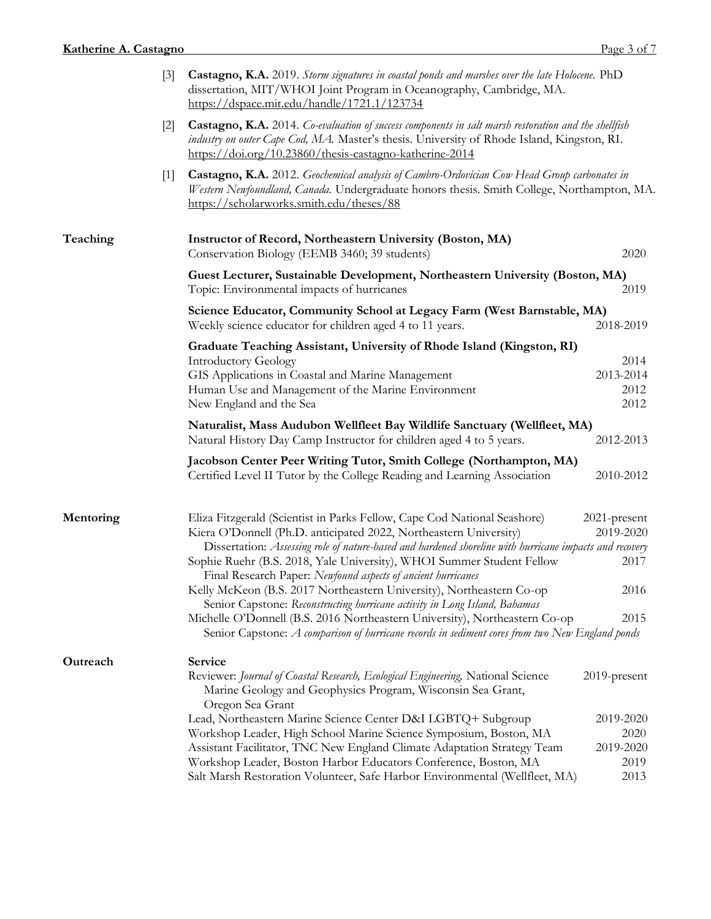[3] **Castagno, K.A.** 2019. *Storm signatures in coastal ponds and marshes over the late Holocene.* PhD dissertation, MIT/WHOI Joint Program in Oceanography, Cambridge, MA. https://dspace.mit.edu/handle/1721.1/123734

[2] **Castagno, K.A.** 2014. *Co-evaluation of success components in salt marsh restoration and the shellfish industry on outer Cape Cod, MA.* Master's thesis. University of Rhode Island, Kingston, RI. https://doi.org/10.23860/thesis-castagno-katherine-2014

[1] **Castagno, K.A.** 2012. *Geochemical analysis of Cambro-Ordovician Cow Head Group carbonates in Western Newfoundland, Canada.* Undergraduate honors thesis. Smith College, Northampton, MA. https://scholarworks.smith.edu/theses/88

## Teaching

**Instructor of Record, Northeastern University (Boston, MA)**
Conservation Biology (EEMB 3460; 39 students) — 2020

**Guest Lecturer, Sustainable Development, Northeastern University (Boston, MA)**
Topic: Environmental impacts of hurricanes — 2019

**Science Educator, Community School at Legacy Farm (West Barnstable, MA)**
Weekly science educator for children aged 4 to 11 years. — 2018-2019

**Graduate Teaching Assistant, University of Rhode Island (Kingston, RI)**
- Introductory Geology — 2014
- GIS Applications in Coastal and Marine Management — 2013-2014
- Human Use and Management of the Marine Environment — 2012
- New England and the Sea — 2012

**Naturalist, Mass Audubon Wellfleet Bay Wildlife Sanctuary (Wellfleet, MA)**
Natural History Day Camp Instructor for children aged 4 to 5 years. — 2012-2013

**Jacobson Center Peer Writing Tutor, Smith College (Northampton, MA)**
Certified Level II Tutor by the College Reading and Learning Association — 2010-2012

## Mentoring

- Eliza Fitzgerald (Scientist in Parks Fellow, Cape Cod National Seashore) — 2021-present
- Kiera O'Donnell (Ph.D. anticipated 2022, Northeastern University) — 2019-2020
  Dissertation: *Assessing role of nature-based and hardened shoreline with hurricane impacts and recovery*
- Sophie Ruehr (B.S. 2018, Yale University), WHOI Summer Student Fellow — 2017
  Final Research Paper: *Newfound aspects of ancient hurricanes*
- Kelly McKeon (B.S. 2017 Northeastern University), Northeastern Co-op — 2016
  Senior Capstone: *Reconstructing hurricane activity in Long Island, Bahamas*
- Michelle O'Donnell (B.S. 2016 Northeastern University), Northeastern Co-op — 2015
  Senior Capstone: *A comparison of hurricane records in sediment cores from two New England ponds*

## Outreach

**Service**
- Reviewer: *Journal of Coastal Research, Ecological Engineering,* National Science Marine Geology and Geophysics Program, Wisconsin Sea Grant, Oregon Sea Grant — 2019-present
- Lead, Northeastern Marine Science Center D&I LGBTQ+ Subgroup — 2019-2020
- Workshop Leader, High School Marine Science Symposium, Boston, MA — 2020
- Assistant Facilitator, TNC New England Climate Adaptation Strategy Team — 2019-2020
- Workshop Leader, Boston Harbor Educators Conference, Boston, MA — 2019
- Salt Marsh Restoration Volunteer, Safe Harbor Environmental (Wellfleet, MA) — 2013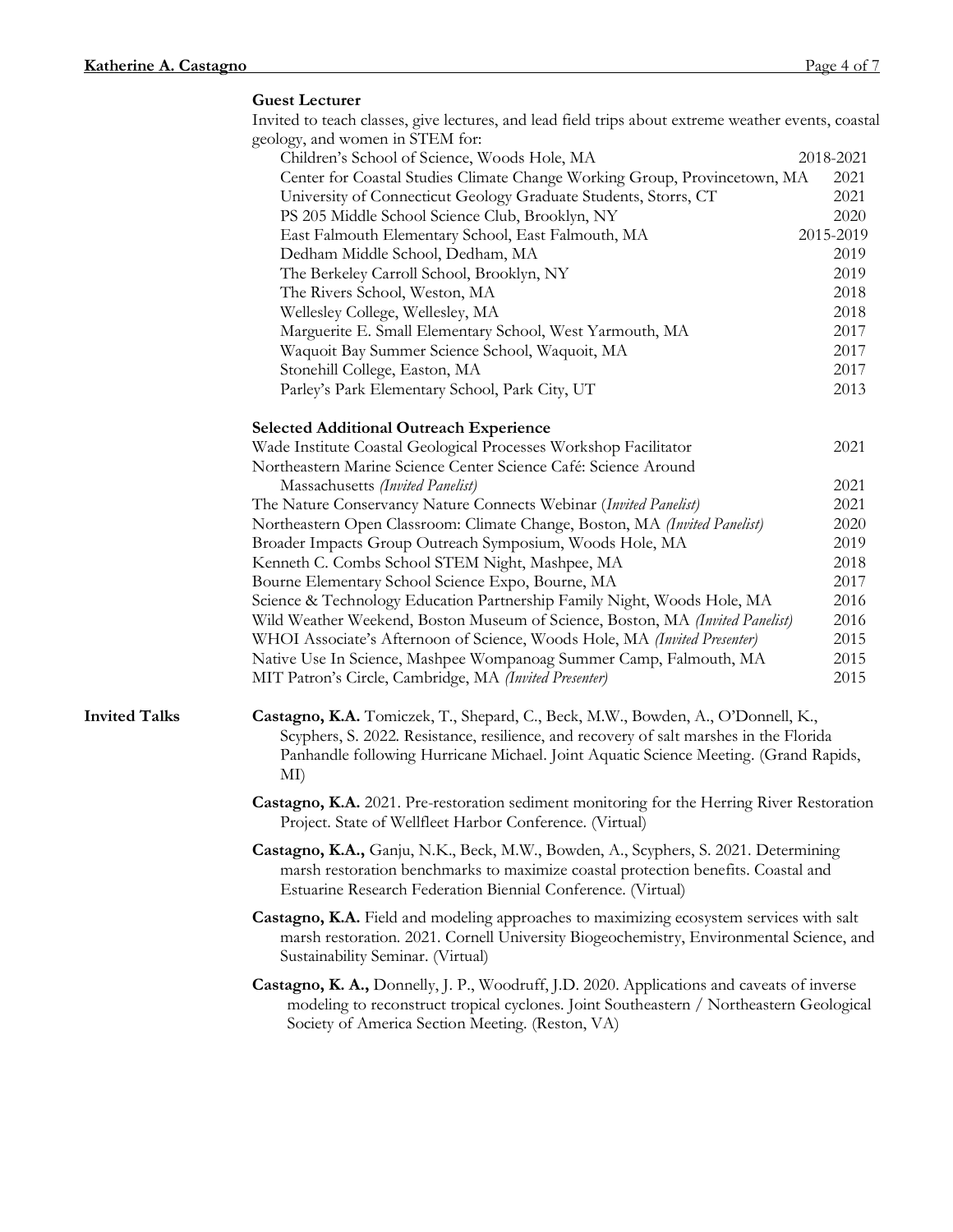**Guest Lecturer**

Invited to teach classes, give lectures, and lead field trips about extreme weather events, coastal geology, and women in STEM for:

| | |
|---|---|
| Children's School of Science, Woods Hole, MA | 2018-2021 |
| Center for Coastal Studies Climate Change Working Group, Provincetown, MA | 2021 |
| University of Connecticut Geology Graduate Students, Storrs, CT | 2021 |
| PS 205 Middle School Science Club, Brooklyn, NY | 2020 |
| East Falmouth Elementary School, East Falmouth, MA | 2015-2019 |
| Dedham Middle School, Dedham, MA | 2019 |
| The Berkeley Carroll School, Brooklyn, NY | 2019 |
| The Rivers School, Weston, MA | 2018 |
| Wellesley College, Wellesley, MA | 2018 |
| Marguerite E. Small Elementary School, West Yarmouth, MA | 2017 |
| Waquoit Bay Summer Science School, Waquoit, MA | 2017 |
| Stonehill College, Easton, MA | 2017 |
| Parley's Park Elementary School, Park City, UT | 2013 |

**Selected Additional Outreach Experience**

| | |
|---|---|
| Wade Institute Coastal Geological Processes Workshop Facilitator | 2021 |
| Northeastern Marine Science Center Science Café: Science Around Massachusetts *(Invited Panelist)* | 2021 |
| The Nature Conservancy Nature Connects Webinar (*Invited Panelist*) | 2021 |
| Northeastern Open Classroom: Climate Change, Boston, MA *(Invited Panelist)* | 2020 |
| Broader Impacts Group Outreach Symposium, Woods Hole, MA | 2019 |
| Kenneth C. Combs School STEM Night, Mashpee, MA | 2018 |
| Bourne Elementary School Science Expo, Bourne, MA | 2017 |
| Science & Technology Education Partnership Family Night, Woods Hole, MA | 2016 |
| Wild Weather Weekend, Boston Museum of Science, Boston, MA *(Invited Panelist)* | 2016 |
| WHOI Associate's Afternoon of Science, Woods Hole, MA *(Invited Presenter)* | 2015 |
| Native Use In Science, Mashpee Wompanoag Summer Camp, Falmouth, MA | 2015 |
| MIT Patron's Circle, Cambridge, MA *(Invited Presenter)* | 2015 |

## Invited Talks

**Castagno, K.A.** Tomiczek, T., Shepard, C., Beck, M.W., Bowden, A., O'Donnell, K., Scyphers, S. 2022. Resistance, resilience, and recovery of salt marshes in the Florida Panhandle following Hurricane Michael. Joint Aquatic Science Meeting. (Grand Rapids, MI)

**Castagno, K.A.** 2021. Pre-restoration sediment monitoring for the Herring River Restoration Project. State of Wellfleet Harbor Conference. (Virtual)

**Castagno, K.A.,** Ganju, N.K., Beck, M.W., Bowden, A., Scyphers, S. 2021. Determining marsh restoration benchmarks to maximize coastal protection benefits. Coastal and Estuarine Research Federation Biennial Conference. (Virtual)

**Castagno, K.A.** Field and modeling approaches to maximizing ecosystem services with salt marsh restoration. 2021. Cornell University Biogeochemistry, Environmental Science, and Sustainability Seminar. (Virtual)

**Castagno, K. A.,** Donnelly, J. P., Woodruff, J.D. 2020. Applications and caveats of inverse modeling to reconstruct tropical cyclones. Joint Southeastern / Northeastern Geological Society of America Section Meeting. (Reston, VA)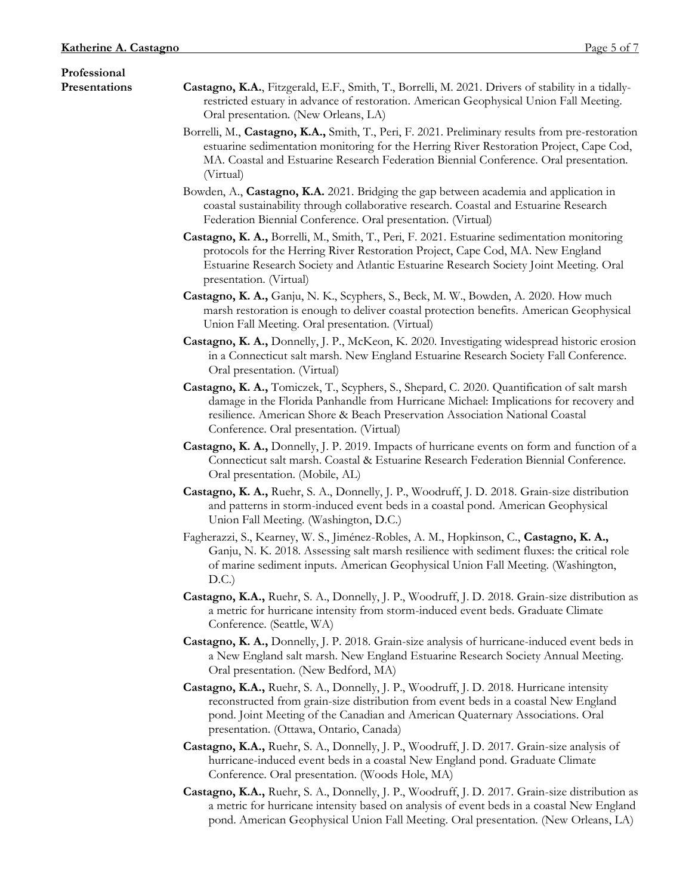## Professional Presentations

**Castagno, K.A.**, Fitzgerald, E.F., Smith, T., Borrelli, M. 2021. Drivers of stability in a tidally-restricted estuary in advance of restoration. American Geophysical Union Fall Meeting. Oral presentation. (New Orleans, LA)

Borrelli, M., **Castagno, K.A.,** Smith, T., Peri, F. 2021. Preliminary results from pre-restoration estuarine sedimentation monitoring for the Herring River Restoration Project, Cape Cod, MA. Coastal and Estuarine Research Federation Biennial Conference. Oral presentation. (Virtual)

Bowden, A., **Castagno, K.A.** 2021. Bridging the gap between academia and application in coastal sustainability through collaborative research. Coastal and Estuarine Research Federation Biennial Conference. Oral presentation. (Virtual)

**Castagno, K. A.,** Borrelli, M., Smith, T., Peri, F. 2021. Estuarine sedimentation monitoring protocols for the Herring River Restoration Project, Cape Cod, MA. New England Estuarine Research Society and Atlantic Estuarine Research Society Joint Meeting. Oral presentation. (Virtual)

**Castagno, K. A.,** Ganju, N. K., Scyphers, S., Beck, M. W., Bowden, A. 2020. How much marsh restoration is enough to deliver coastal protection benefits. American Geophysical Union Fall Meeting. Oral presentation. (Virtual)

**Castagno, K. A.,** Donnelly, J. P., McKeon, K. 2020. Investigating widespread historic erosion in a Connecticut salt marsh. New England Estuarine Research Society Fall Conference. Oral presentation. (Virtual)

**Castagno, K. A.,** Tomiczek, T., Scyphers, S., Shepard, C. 2020. Quantification of salt marsh damage in the Florida Panhandle from Hurricane Michael: Implications for recovery and resilience. American Shore & Beach Preservation Association National Coastal Conference. Oral presentation. (Virtual)

**Castagno, K. A.,** Donnelly, J. P. 2019. Impacts of hurricane events on form and function of a Connecticut salt marsh. Coastal & Estuarine Research Federation Biennial Conference. Oral presentation. (Mobile, AL)

**Castagno, K. A.,** Ruehr, S. A., Donnelly, J. P., Woodruff, J. D. 2018. Grain-size distribution and patterns in storm-induced event beds in a coastal pond. American Geophysical Union Fall Meeting. (Washington, D.C.)

Fagherazzi, S., Kearney, W. S., Jiménez-Robles, A. M., Hopkinson, C., **Castagno, K. A.,** Ganju, N. K. 2018. Assessing salt marsh resilience with sediment fluxes: the critical role of marine sediment inputs. American Geophysical Union Fall Meeting. (Washington, D.C.)

**Castagno, K.A.,** Ruehr, S. A., Donnelly, J. P., Woodruff, J. D. 2018. Grain-size distribution as a metric for hurricane intensity from storm-induced event beds. Graduate Climate Conference. (Seattle, WA)

**Castagno, K. A.,** Donnelly, J. P. 2018. Grain-size analysis of hurricane-induced event beds in a New England salt marsh. New England Estuarine Research Society Annual Meeting. Oral presentation. (New Bedford, MA)

**Castagno, K.A.,** Ruehr, S. A., Donnelly, J. P., Woodruff, J. D. 2018. Hurricane intensity reconstructed from grain-size distribution from event beds in a coastal New England pond. Joint Meeting of the Canadian and American Quaternary Associations. Oral presentation. (Ottawa, Ontario, Canada)

**Castagno, K.A.,** Ruehr, S. A., Donnelly, J. P., Woodruff, J. D. 2017. Grain-size analysis of hurricane-induced event beds in a coastal New England pond. Graduate Climate Conference. Oral presentation. (Woods Hole, MA)

**Castagno, K.A.,** Ruehr, S. A., Donnelly, J. P., Woodruff, J. D. 2017. Grain-size distribution as a metric for hurricane intensity based on analysis of event beds in a coastal New England pond. American Geophysical Union Fall Meeting. Oral presentation. (New Orleans, LA)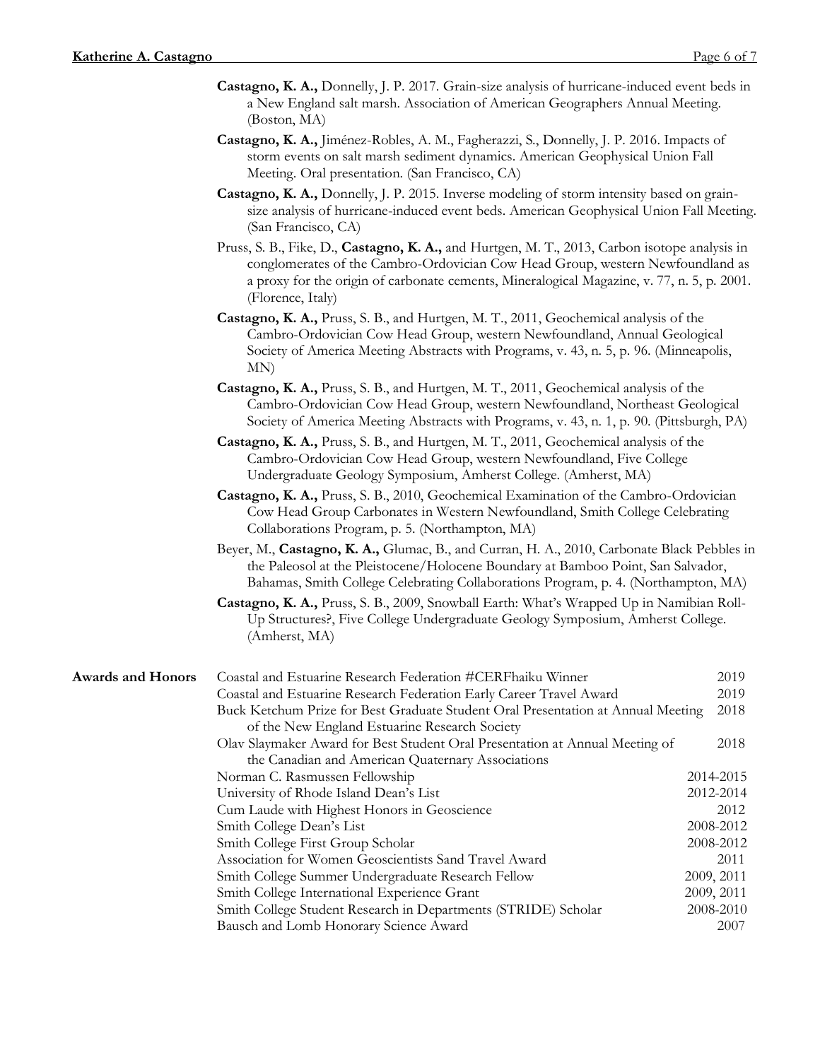**Castagno, K. A.,** Donnelly, J. P. 2017. Grain-size analysis of hurricane-induced event beds in a New England salt marsh. Association of American Geographers Annual Meeting. (Boston, MA)

**Castagno, K. A.,** Jiménez-Robles, A. M., Fagherazzi, S., Donnelly, J. P. 2016. Impacts of storm events on salt marsh sediment dynamics. American Geophysical Union Fall Meeting. Oral presentation. (San Francisco, CA)

**Castagno, K. A.,** Donnelly, J. P. 2015. Inverse modeling of storm intensity based on grain-size analysis of hurricane-induced event beds. American Geophysical Union Fall Meeting. (San Francisco, CA)

Pruss, S. B., Fike, D., **Castagno, K. A.,** and Hurtgen, M. T., 2013, Carbon isotope analysis in conglomerates of the Cambro-Ordovician Cow Head Group, western Newfoundland as a proxy for the origin of carbonate cements, Mineralogical Magazine, v. 77, n. 5, p. 2001. (Florence, Italy)

**Castagno, K. A.,** Pruss, S. B., and Hurtgen, M. T., 2011, Geochemical analysis of the Cambro-Ordovician Cow Head Group, western Newfoundland, Annual Geological Society of America Meeting Abstracts with Programs, v. 43, n. 5, p. 96. (Minneapolis, MN)

**Castagno, K. A.,** Pruss, S. B., and Hurtgen, M. T., 2011, Geochemical analysis of the Cambro-Ordovician Cow Head Group, western Newfoundland, Northeast Geological Society of America Meeting Abstracts with Programs, v. 43, n. 1, p. 90. (Pittsburgh, PA)

**Castagno, K. A.,** Pruss, S. B., and Hurtgen, M. T., 2011, Geochemical analysis of the Cambro-Ordovician Cow Head Group, western Newfoundland, Five College Undergraduate Geology Symposium, Amherst College. (Amherst, MA)

**Castagno, K. A.,** Pruss, S. B., 2010, Geochemical Examination of the Cambro-Ordovician Cow Head Group Carbonates in Western Newfoundland, Smith College Celebrating Collaborations Program, p. 5. (Northampton, MA)

Beyer, M., **Castagno, K. A.,** Glumac, B., and Curran, H. A., 2010, Carbonate Black Pebbles in the Paleosol at the Pleistocene/Holocene Boundary at Bamboo Point, San Salvador, Bahamas, Smith College Celebrating Collaborations Program, p. 4. (Northampton, MA)

**Castagno, K. A.,** Pruss, S. B., 2009, Snowball Earth: What's Wrapped Up in Namibian Roll-Up Structures?, Five College Undergraduate Geology Symposium, Amherst College. (Amherst, MA)

## Awards and Honors

| | |
|---|---|
| Coastal and Estuarine Research Federation #CERFhaiku Winner | 2019 |
| Coastal and Estuarine Research Federation Early Career Travel Award | 2019 |
| Buck Ketchum Prize for Best Graduate Student Oral Presentation at Annual Meeting of the New England Estuarine Research Society | 2018 |
| Olav Slaymaker Award for Best Student Oral Presentation at Annual Meeting of the Canadian and American Quaternary Associations | 2018 |
| Norman C. Rasmussen Fellowship | 2014-2015 |
| University of Rhode Island Dean's List | 2012-2014 |
| Cum Laude with Highest Honors in Geoscience | 2012 |
| Smith College Dean's List | 2008-2012 |
| Smith College First Group Scholar | 2008-2012 |
| Association for Women Geoscientists Sand Travel Award | 2011 |
| Smith College Summer Undergraduate Research Fellow | 2009, 2011 |
| Smith College International Experience Grant | 2009, 2011 |
| Smith College Student Research in Departments (STRIDE) Scholar | 2008-2010 |
| Bausch and Lomb Honorary Science Award | 2007 |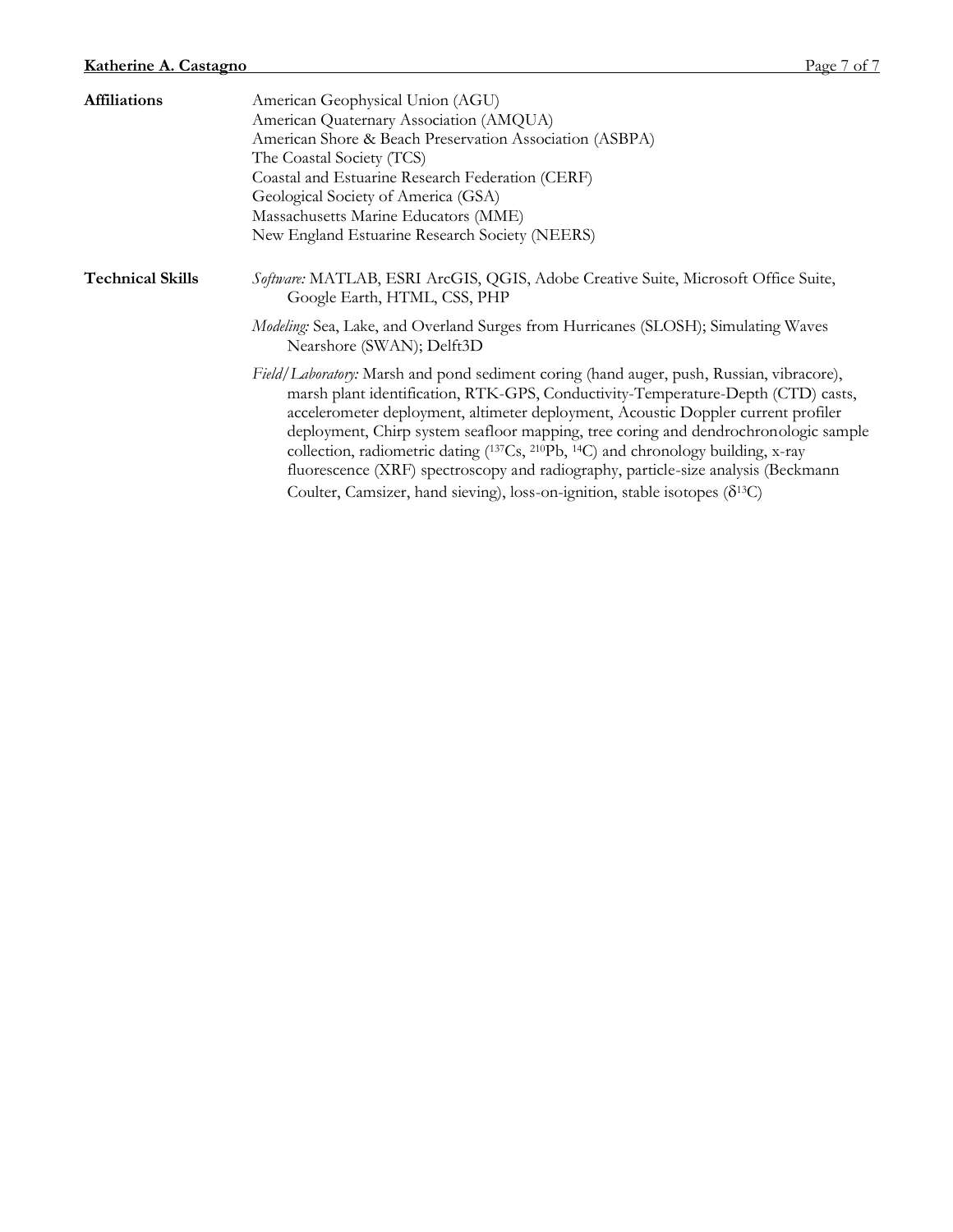**Affiliations**

American Geophysical Union (AGU)
American Quaternary Association (AMQUA)
American Shore & Beach Preservation Association (ASBPA)
The Coastal Society (TCS)
Coastal and Estuarine Research Federation (CERF)
Geological Society of America (GSA)
Massachusetts Marine Educators (MME)
New England Estuarine Research Society (NEERS)

**Technical Skills**

*Software:* MATLAB, ESRI ArcGIS, QGIS, Adobe Creative Suite, Microsoft Office Suite, Google Earth, HTML, CSS, PHP

*Modeling:* Sea, Lake, and Overland Surges from Hurricanes (SLOSH); Simulating Waves Nearshore (SWAN); Delft3D

*Field/Laboratory:* Marsh and pond sediment coring (hand auger, push, Russian, vibracore), marsh plant identification, RTK-GPS, Conductivity-Temperature-Depth (CTD) casts, accelerometer deployment, altimeter deployment, Acoustic Doppler current profiler deployment, Chirp system seafloor mapping, tree coring and dendrochronologic sample collection, radiometric dating ($^{137}Cs$, $^{210}Pb$, $^{14}C$) and chronology building, x-ray fluorescence (XRF) spectroscopy and radiography, particle-size analysis (Beckmann Coulter, Camsizer, hand sieving), loss-on-ignition, stable isotopes ($\delta^{13}C$)